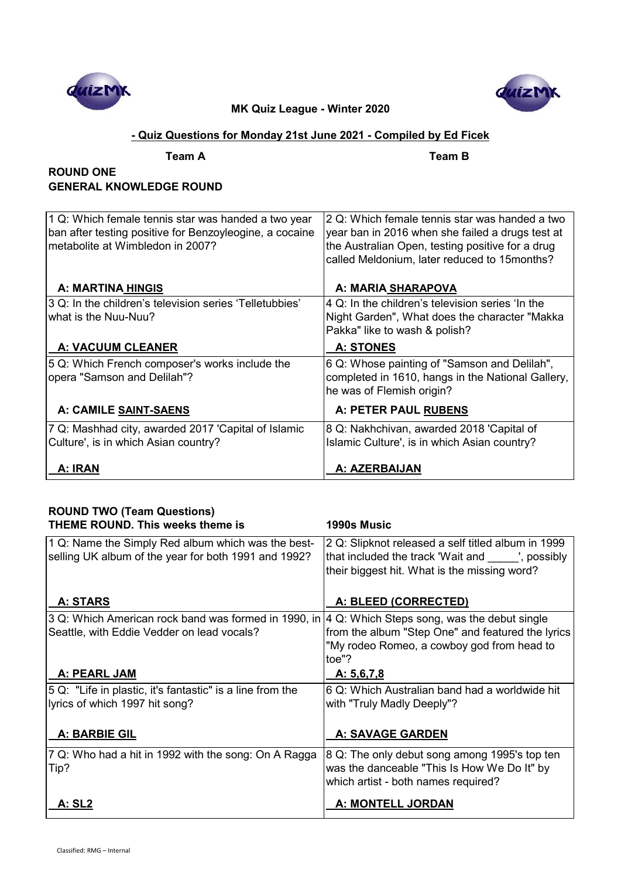**MK Quiz League - Winter 2020**

**- Quiz Questions for Monday 21st June 2021 - Compiled by Ed Ficek**

**Team A** **Team B**

## ROUND ONE
## GENERAL KNOWLEDGE ROUND

| Team A | Team B |
|---|---|
| 1 Q: Which female tennis star was handed a two year ban after testing positive for Benzoyleogine, a cocaine metabolite at Wimbledon in 2007?<br><br>**A: MARTINA HINGIS** | 2 Q: Which female tennis star was handed a two year ban in 2016 when she failed a drugs test at the Australian Open, testing positive for a drug called Meldonium, later reduced to 15months?<br><br>**A: MARIA SHARAPOVA** |
| 3 Q: In the children's television series 'Telletubbies' what is the Nuu-Nuu?<br><br>**A: VACUUM CLEANER** | 4 Q: In the children's television series 'In the Night Garden", What does the character "Makka Pakka" like to wash & polish?<br><br>**A: STONES** |
| 5 Q: Which French composer's works include the opera "Samson and Delilah"?<br><br>**A: CAMILE SAINT-SAENS** | 6 Q: Whose painting of "Samson and Delilah", completed in 1610, hangs in the National Gallery, he was of Flemish origin?<br><br>**A: PETER PAUL RUBENS** |
| 7 Q: Mashhad city, awarded 2017 'Capital of Islamic Culture', is in which Asian country?<br><br>**A: IRAN** | 8 Q: Nakhchivan, awarded 2018 'Capital of Islamic Culture', is in which Asian country?<br><br>**A: AZERBAIJAN** |

## ROUND TWO (Team Questions)
**THEME ROUND. This weeks theme is** **1990s Music**

| Team A | Team B |
|---|---|
| 1 Q: Name the Simply Red album which was the best-selling UK album of the year for both 1991 and 1992?<br><br>**A: STARS** | 2 Q: Slipknot released a self titled album in 1999 that included the track 'Wait and _____', possibly their biggest hit. What is the missing word?<br><br>**A: BLEED (CORRECTED)** |
| 3 Q: Which American rock band was formed in 1990, in Seattle, with Eddie Vedder on lead vocals?<br><br>**A: PEARL JAM** | 4 Q: Which Steps song, was the debut single from the album "Step One" and featured the lyrics "My rodeo Romeo, a cowboy god from head to toe"?<br><br>**A: 5,6,7,8** |
| 5 Q: "Life in plastic, it's fantastic" is a line from the lyrics of which 1997 hit song?<br><br>**A: BARBIE GIL** | 6 Q: Which Australian band had a worldwide hit with "Truly Madly Deeply"?<br><br>**A: SAVAGE GARDEN** |
| 7 Q: Who had a hit in 1992 with the song: On A Ragga Tip?<br><br>**A: SL2** | 8 Q: The only debut song among 1995's top ten was the danceable "This Is How We Do It" by which artist - both names required?<br><br>**A: MONTELL JORDAN** |

Classified: RMG – Internal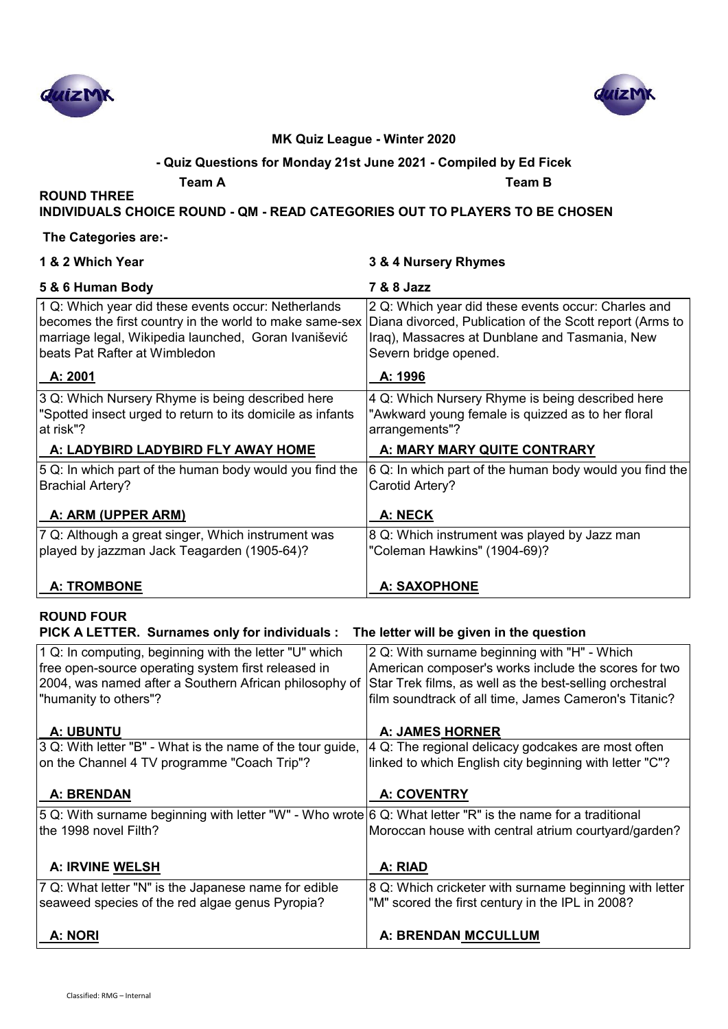**MK Quiz League - Winter 2020**

**- Quiz Questions for Monday 21st June 2021 - Compiled by Ed Ficek**

**Team A** **Team B**

## ROUND THREE

**INDIVIDUALS CHOICE ROUND - QM - READ CATEGORIES OUT TO PLAYERS TO BE CHOSEN**

**The Categories are:-**

| | |
|---|---|
| **1 & 2 Which Year** | **3 & 4 Nursery Rhymes** |
| **5 & 6 Human Body** | **7 & 8 Jazz** |

| Team A | Team B |
|---|---|
| 1 Q: Which year did these events occur: Netherlands becomes the first country in the world to make same-sex marriage legal, Wikipedia launched, Goran Ivanišević beats Pat Rafter at Wimbledon<br><br>**A: 2001** | 2 Q: Which year did these events occur: Charles and Diana divorced, Publication of the Scott report (Arms to Iraq), Massacres at Dunblane and Tasmania, New Severn bridge opened.<br><br>**A: 1996** |
| 3 Q: Which Nursery Rhyme is being described here "Spotted insect urged to return to its domicile as infants at risk"?<br><br>**A: LADYBIRD LADYBIRD FLY AWAY HOME** | 4 Q: Which Nursery Rhyme is being described here "Awkward young female is quizzed as to her floral arrangements"?<br><br>**A: MARY MARY QUITE CONTRARY** |
| 5 Q: In which part of the human body would you find the Brachial Artery?<br><br>**A: ARM (UPPER ARM)** | 6 Q: In which part of the human body would you find the Carotid Artery?<br><br>**A: NECK** |
| 7 Q: Although a great singer, Which instrument was played by jazzman Jack Teagarden (1905-64)?<br><br>**A: TROMBONE** | 8 Q: Which instrument was played by Jazz man "Coleman Hawkins" (1904-69)?<br><br>**A: SAXOPHONE** |

## ROUND FOUR

**PICK A LETTER. Surnames only for individuals : The letter will be given in the question**

| Team A | Team B |
|---|---|
| 1 Q: In computing, beginning with the letter "U" which free open-source operating system first released in 2004, was named after a Southern African philosophy of "humanity to others"?<br><br>**A: UBUNTU** | 2 Q: With surname beginning with "H" - Which American composer's works include the scores for two Star Trek films, as well as the best-selling orchestral film soundtrack of all time, James Cameron's Titanic?<br><br>**A: JAMES HORNER** |
| 3 Q: With letter "B" - What is the name of the tour guide, on the Channel 4 TV programme "Coach Trip"?<br><br>**A: BRENDAN** | 4 Q: The regional delicacy godcakes are most often linked to which English city beginning with letter "C"?<br><br>**A: COVENTRY** |
| 5 Q: With surname beginning with letter "W" - Who wrote the 1998 novel Filth?<br><br>**A: IRVINE WELSH** | 6 Q: What letter "R" is the name for a traditional Moroccan house with central atrium courtyard/garden?<br><br>**A: RIAD** |
| 7 Q: What letter "N" is the Japanese name for edible seaweed species of the red algae genus Pyropia?<br><br>**A: NORI** | 8 Q: Which cricketer with surname beginning with letter "M" scored the first century in the IPL in 2008?<br><br>**A: BRENDAN MCCULLUM** |

Classified: RMG – Internal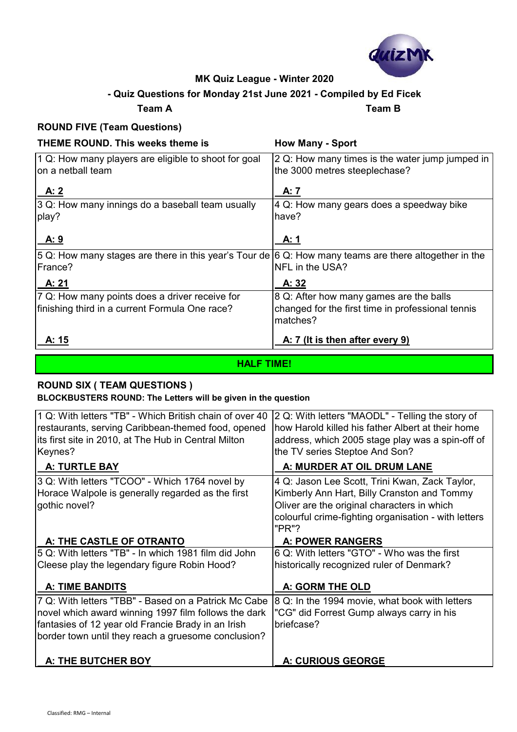**MK Quiz League - Winter 2020**

**- Quiz Questions for Monday 21st June 2021 - Compiled by Ed Ficek**

**Team A** **Team B**

## ROUND FIVE (Team Questions)

**THEME ROUND. This weeks theme is** **How Many - Sport**

| Team A | Team B |
| --- | --- |
| 1 Q: How many players are eligible to shoot for goal on a netball team<br>**A: 2** | 2 Q: How many times is the water jump jumped in the 3000 metres steeplechase?<br>**A: 7** |
| 3 Q: How many innings do a baseball team usually play?<br>**A: 9** | 4 Q: How many gears does a speedway bike have?<br>**A: 1** |
| 5 Q: How many stages are there in this year's Tour de France?<br>**A: 21** | 6 Q: How many teams are there altogether in the NFL in the USA?<br>**A: 32** |
| 7 Q: How many points does a driver receive for finishing third in a current Formula One race?<br>**A: 15** | 8 Q: After how many games are the balls changed for the first time in professional tennis matches?<br>**A: 7 (It is then after every 9)** |

**HALF TIME!**

## ROUND SIX ( TEAM QUESTIONS )

**BLOCKBUSTERS ROUND: The Letters will be given in the question**

| Team A | Team B |
| --- | --- |
| 1 Q: With letters "TB" - Which British chain of over 40 restaurants, serving Caribbean-themed food, opened its first site in 2010, at The Hub in Central Milton Keynes?<br>**A: TURTLE BAY** | 2 Q: With letters "MAODL" - Telling the story of how Harold killed his father Albert at their home address, which 2005 stage play was a spin-off of the TV series Steptoe And Son?<br>**A: MURDER AT OIL DRUM LANE** |
| 3 Q: With letters "TCOO" - Which 1764 novel by Horace Walpole is generally regarded as the first gothic novel?<br>**A: THE CASTLE OF OTRANTO** | 4 Q: Jason Lee Scott, Trini Kwan, Zack Taylor, Kimberly Ann Hart, Billy Cranston and Tommy Oliver are the original characters in which colourful crime-fighting organisation - with letters "PR"?<br>**A: POWER RANGERS** |
| 5 Q: With letters "TB" - In which 1981 film did John Cleese play the legendary figure Robin Hood?<br>**A: TIME BANDITS** | 6 Q: With letters "GTO" - Who was the first historically recognized ruler of Denmark?<br>**A: GORM THE OLD** |
| 7 Q: With letters "TBB" - Based on a Patrick Mc Cabe novel which award winning 1997 film follows the dark fantasies of 12 year old Francie Brady in an Irish border town until they reach a gruesome conclusion?<br>**A: THE BUTCHER BOY** | 8 Q: In the 1994 movie, what book with letters "CG" did Forrest Gump always carry in his briefcase?<br>**A: CURIOUS GEORGE** |

Classified: RMG – Internal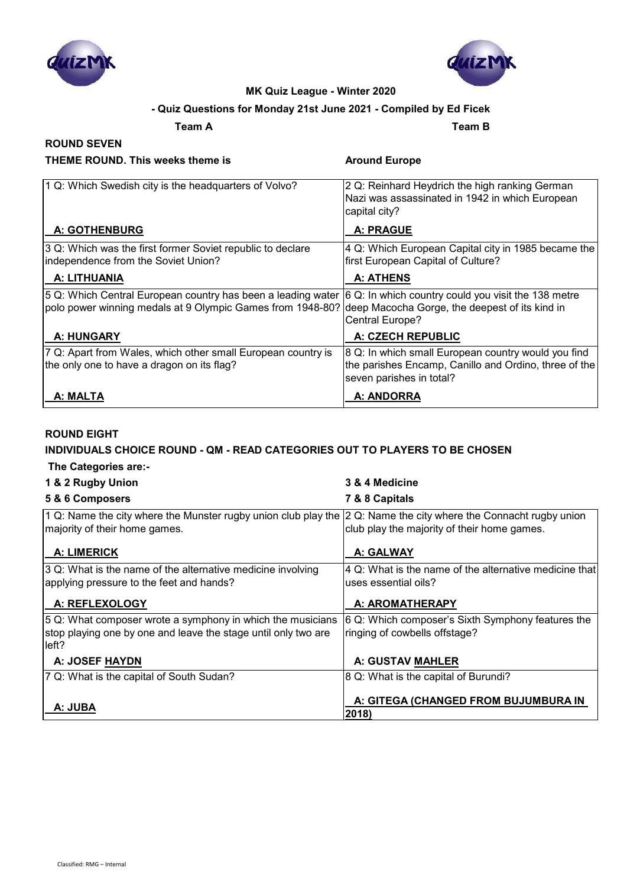**MK Quiz League - Winter 2020**

**- Quiz Questions for Monday 21st June 2021 - Compiled by Ed Ficek**

**Team A** **Team B**

## ROUND SEVEN

**THEME ROUND. This weeks theme is** **Around Europe**

| Team A | Team B |
|---|---|
| 1 Q: Which Swedish city is the headquarters of Volvo? | 2 Q: Reinhard Heydrich the high ranking German Nazi was assassinated in 1942 in which European capital city? |
| **A: GOTHENBURG** | **A: PRAGUE** |
| 3 Q: Which was the first former Soviet republic to declare independence from the Soviet Union? | 4 Q: Which European Capital city in 1985 became the first European Capital of Culture? |
| **A: LITHUANIA** | **A: ATHENS** |
| 5 Q: Which Central European country has been a leading water polo power winning medals at 9 Olympic Games from 1948-80? | 6 Q: In which country could you visit the 138 metre deep Macocha Gorge, the deepest of its kind in Central Europe? |
| **A: HUNGARY** | **A: CZECH REPUBLIC** |
| 7 Q: Apart from Wales, which other small European country is the only one to have a dragon on its flag? | 8 Q: In which small European country would you find the parishes Encamp, Canillo and Ordino, three of the seven parishes in total? |
| **A: MALTA** | **A: ANDORRA** |

## ROUND EIGHT

**INDIVIDUALS CHOICE ROUND - QM - READ CATEGORIES OUT TO PLAYERS TO BE CHOSEN**

**The Categories are:-**

**1 & 2 Rugby Union** **3 & 4 Medicine**

**5 & 6 Composers** **7 & 8 Capitals**

| Team A | Team B |
|---|---|
| 1 Q: Name the city where the Munster rugby union club play the majority of their home games. | 2 Q: Name the city where the Connacht rugby union club play the majority of their home games. |
| **A: LIMERICK** | **A: GALWAY** |
| 3 Q: What is the name of the alternative medicine involving applying pressure to the feet and hands? | 4 Q: What is the name of the alternative medicine that uses essential oils? |
| **A: REFLEXOLOGY** | **A: AROMATHERAPY** |
| 5 Q: What composer wrote a symphony in which the musicians stop playing one by one and leave the stage until only two are left? | 6 Q: Which composer's Sixth Symphony features the ringing of cowbells offstage? |
| **A: JOSEF HAYDN** | **A: GUSTAV MAHLER** |
| 7 Q: What is the capital of South Sudan? | 8 Q: What is the capital of Burundi? |
| **A: JUBA** | **A: GITEGA (CHANGED FROM BUJUMBURA IN 2018)** |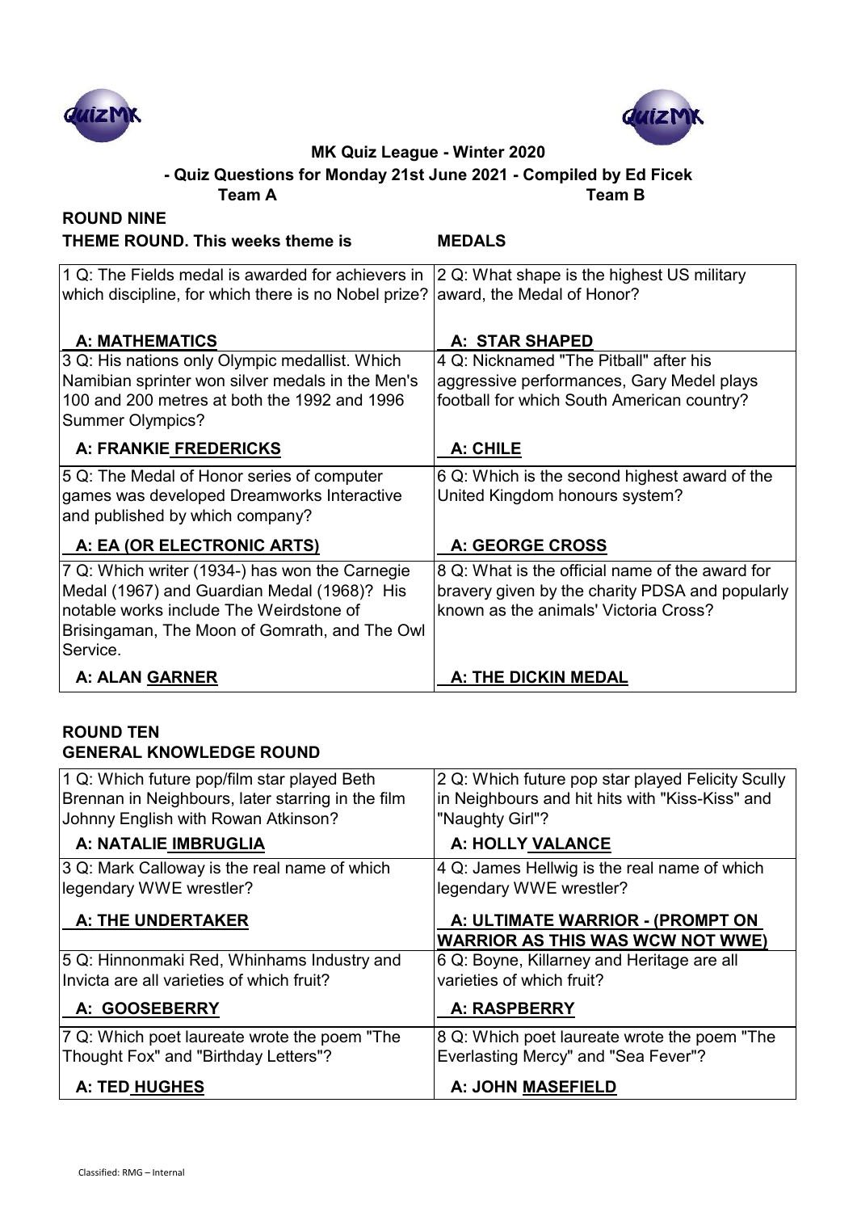**MK Quiz League - Winter 2020**

**- Quiz Questions for Monday 21st June 2021 - Compiled by Ed Ficek**

**Team A** **Team B**

## ROUND NINE

**THEME ROUND. This weeks theme is MEDALS**

| Team A | Team B |
|---|---|
| 1 Q: The Fields medal is awarded for achievers in which discipline, for which there is no Nobel prize? **A: MATHEMATICS** | 2 Q: What shape is the highest US military award, the Medal of Honor? **A: STAR SHAPED** |
| 3 Q: His nations only Olympic medallist. Which Namibian sprinter won silver medals in the Men's 100 and 200 metres at both the 1992 and 1996 Summer Olympics? **A: FRANKIE FREDERICKS** | 4 Q: Nicknamed "The Pitball" after his aggressive performances, Gary Medel plays football for which South American country? **A: CHILE** |
| 5 Q: The Medal of Honor series of computer games was developed Dreamworks Interactive and published by which company? **A: EA (OR ELECTRONIC ARTS)** | 6 Q: Which is the second highest award of the United Kingdom honours system? **A: GEORGE CROSS** |
| 7 Q: Which writer (1934-) has won the Carnegie Medal (1967) and Guardian Medal (1968)? His notable works include The Weirdstone of Brisingaman, The Moon of Gomrath, and The Owl Service. **A: ALAN GARNER** | 8 Q: What is the official name of the award for bravery given by the charity PDSA and popularly known as the animals' Victoria Cross? **A: THE DICKIN MEDAL** |

## ROUND TEN

**GENERAL KNOWLEDGE ROUND**

| Team A | Team B |
|---|---|
| 1 Q: Which future pop/film star played Beth Brennan in Neighbours, later starring in the film Johnny English with Rowan Atkinson? **A: NATALIE IMBRUGLIA** | 2 Q: Which future pop star played Felicity Scully in Neighbours and hit hits with "Kiss-Kiss" and "Naughty Girl"? **A: HOLLY VALANCE** |
| 3 Q: Mark Calloway is the real name of which legendary WWE wrestler? **A: THE UNDERTAKER** | 4 Q: James Hellwig is the real name of which legendary WWE wrestler? **A: ULTIMATE WARRIOR - (PROMPT ON WARRIOR AS THIS WAS WCW NOT WWE)** |
| 5 Q: Hinnonmaki Red, Whinhams Industry and Invicta are all varieties of which fruit? **A: GOOSEBERRY** | 6 Q: Boyne, Killarney and Heritage are all varieties of which fruit? **A: RASPBERRY** |
| 7 Q: Which poet laureate wrote the poem "The Thought Fox" and "Birthday Letters"? **A: TED HUGHES** | 8 Q: Which poet laureate wrote the poem "The Everlasting Mercy" and "Sea Fever"? **A: JOHN MASEFIELD** |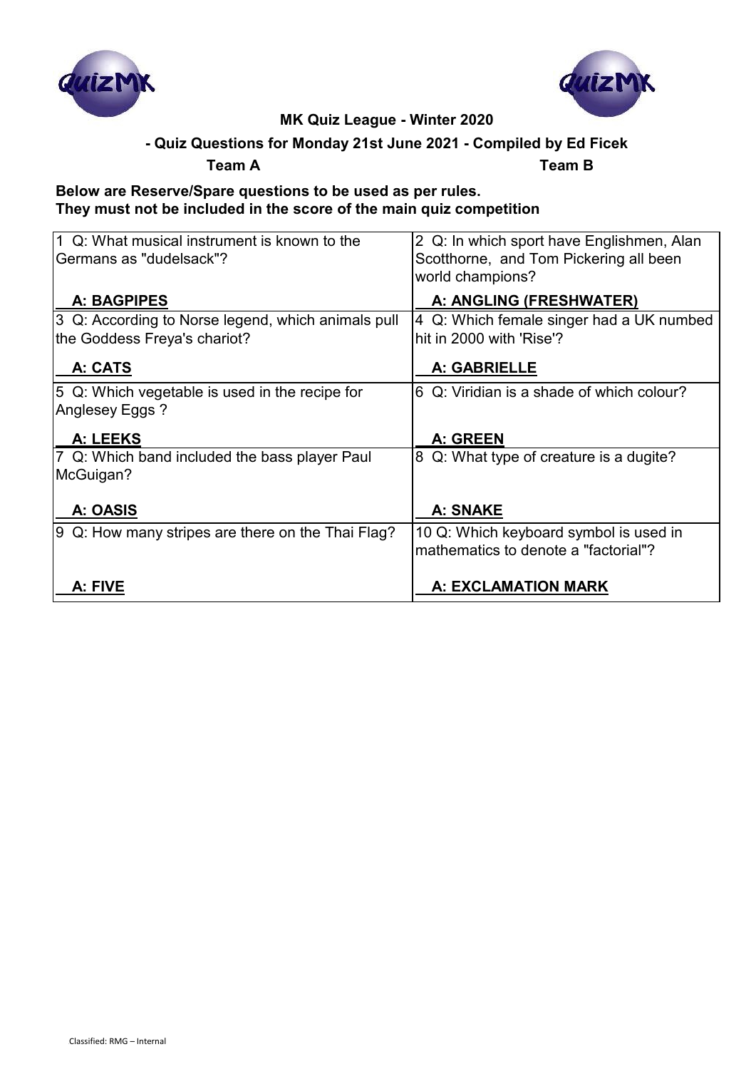**MK Quiz League - Winter 2020**

**- Quiz Questions for Monday 21st June 2021 - Compiled by Ed Ficek**

**Team A** **Team B**

**Below are Reserve/Spare questions to be used as per rules.**
**They must not be included in the score of the main quiz competition**

| | |
|---|---|
| 1 Q: What musical instrument is known to the Germans as "dudelsack"?<br><br>**A: BAGPIPES** | 2 Q: In which sport have Englishmen, Alan Scotthorne, and Tom Pickering all been world champions?<br><br>**A: ANGLING (FRESHWATER)** |
| 3 Q: According to Norse legend, which animals pull the Goddess Freya's chariot?<br><br>**A: CATS** | 4 Q: Which female singer had a UK numbed hit in 2000 with 'Rise'?<br><br>**A: GABRIELLE** |
| 5 Q: Which vegetable is used in the recipe for Anglesey Eggs ?<br><br>**A: LEEKS** | 6 Q: Viridian is a shade of which colour?<br><br>**A: GREEN** |
| 7 Q: Which band included the bass player Paul McGuigan?<br><br>**A: OASIS** | 8 Q: What type of creature is a dugite?<br><br>**A: SNAKE** |
| 9 Q: How many stripes are there on the Thai Flag?<br><br>**A: FIVE** | 10 Q: Which keyboard symbol is used in mathematics to denote a "factorial"?<br><br>**A: EXCLAMATION MARK** |

Classified: RMG – Internal